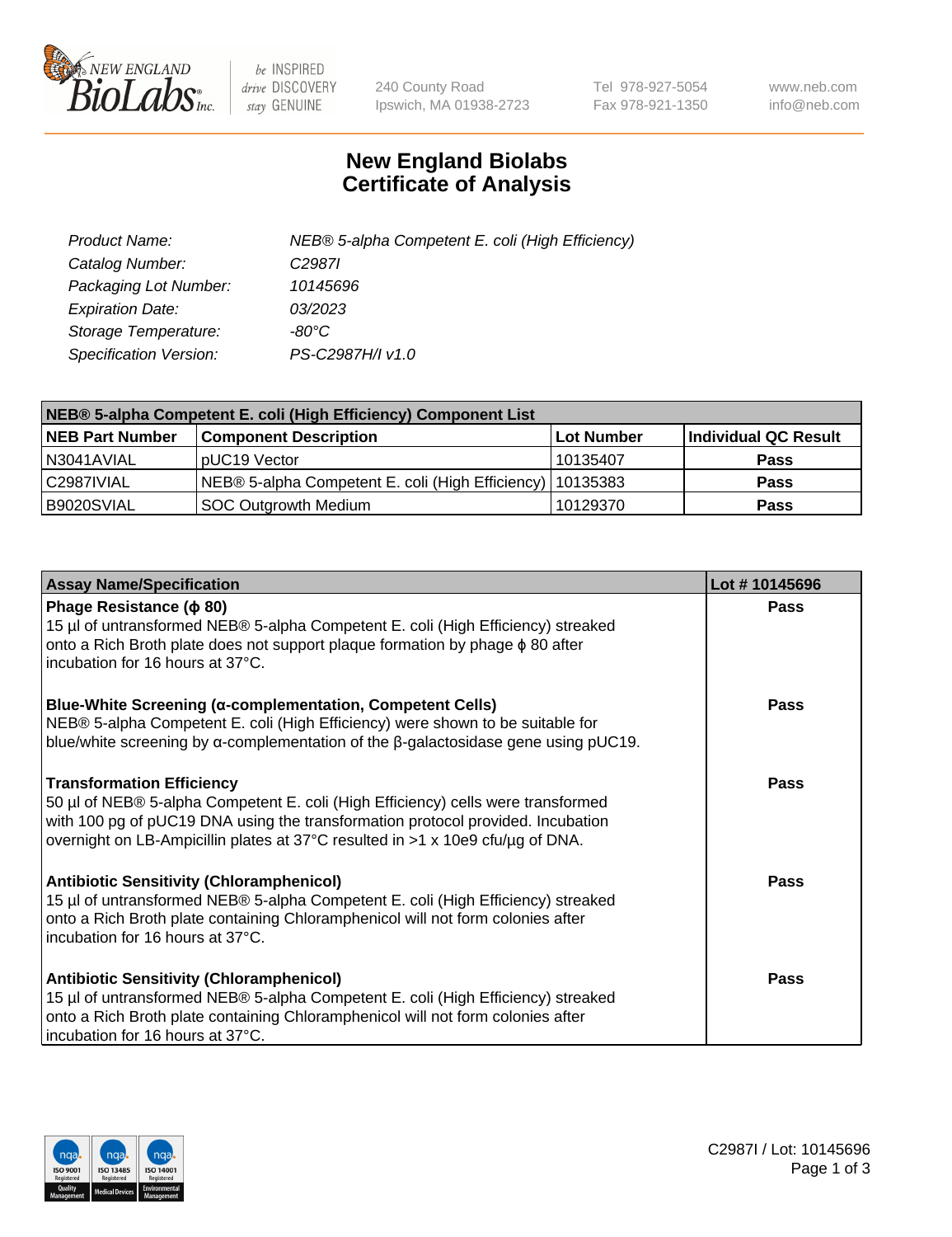# New England Biolabs Certificate of Analysis

| | |
|---|---|
| *Product Name:* | *NEB® 5-alpha Competent E. coli (High Efficiency)* |
| *Catalog Number:* | *C2987I* |
| *Packaging Lot Number:* | *10145696* |
| *Expiration Date:* | *03/2023* |
| *Storage Temperature:* | *-80°C* |
| *Specification Version:* | *PS-C2987H/I v1.0* |

| NEB® 5-alpha Competent E. coli (High Efficiency) Component List | | | |
|---|---|---|---|
| **NEB Part Number** | **Component Description** | **Lot Number** | **Individual QC Result** |
| N3041AVIAL | pUC19 Vector | 10135407 | **Pass** |
| C2987IVIAL | NEB® 5-alpha Competent E. coli (High Efficiency) | 10135383 | **Pass** |
| B9020SVIAL | SOC Outgrowth Medium | 10129370 | **Pass** |

| Assay Name/Specification | Lot # 10145696 |
|---|---|
| **Phage Resistance (ϕ 80)**<br>15 µl of untransformed NEB® 5-alpha Competent E. coli (High Efficiency) streaked onto a Rich Broth plate does not support plaque formation by phage ϕ 80 after incubation for 16 hours at 37°C. | **Pass** |
| **Blue-White Screening (α-complementation, Competent Cells)**<br>NEB® 5-alpha Competent E. coli (High Efficiency) were shown to be suitable for blue/white screening by α-complementation of the β-galactosidase gene using pUC19. | **Pass** |
| **Transformation Efficiency**<br>50 µl of NEB® 5-alpha Competent E. coli (High Efficiency) cells were transformed with 100 pg of pUC19 DNA using the transformation protocol provided. Incubation overnight on LB-Ampicillin plates at 37°C resulted in >1 x 10e9 cfu/µg of DNA. | **Pass** |
| **Antibiotic Sensitivity (Chloramphenicol)**<br>15 µl of untransformed NEB® 5-alpha Competent E. coli (High Efficiency) streaked onto a Rich Broth plate containing Chloramphenicol will not form colonies after incubation for 16 hours at 37°C. | **Pass** |
| **Antibiotic Sensitivity (Chloramphenicol)**<br>15 µl of untransformed NEB® 5-alpha Competent E. coli (High Efficiency) streaked onto a Rich Broth plate containing Chloramphenicol will not form colonies after incubation for 16 hours at 37°C. | **Pass** |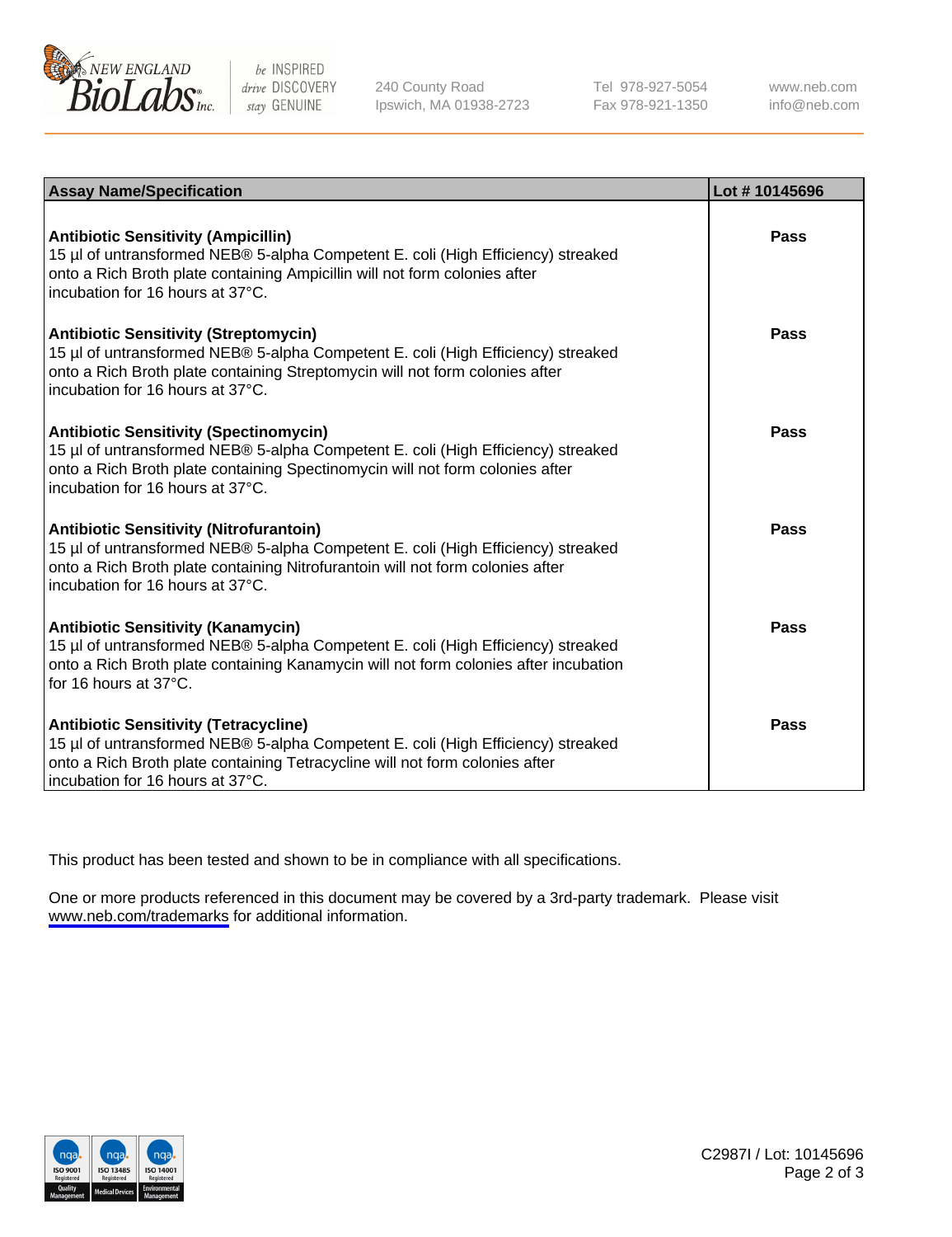| Assay Name/Specification | Lot # 10145696 |
|---|---|
| **Antibiotic Sensitivity (Ampicillin)**<br>15 µl of untransformed NEB® 5-alpha Competent E. coli (High Efficiency) streaked onto a Rich Broth plate containing Ampicillin will not form colonies after incubation for 16 hours at 37°C. | **Pass** |
| **Antibiotic Sensitivity (Streptomycin)**<br>15 µl of untransformed NEB® 5-alpha Competent E. coli (High Efficiency) streaked onto a Rich Broth plate containing Streptomycin will not form colonies after incubation for 16 hours at 37°C. | **Pass** |
| **Antibiotic Sensitivity (Spectinomycin)**<br>15 µl of untransformed NEB® 5-alpha Competent E. coli (High Efficiency) streaked onto a Rich Broth plate containing Spectinomycin will not form colonies after incubation for 16 hours at 37°C. | **Pass** |
| **Antibiotic Sensitivity (Nitrofurantoin)**<br>15 µl of untransformed NEB® 5-alpha Competent E. coli (High Efficiency) streaked onto a Rich Broth plate containing Nitrofurantoin will not form colonies after incubation for 16 hours at 37°C. | **Pass** |
| **Antibiotic Sensitivity (Kanamycin)**<br>15 µl of untransformed NEB® 5-alpha Competent E. coli (High Efficiency) streaked onto a Rich Broth plate containing Kanamycin will not form colonies after incubation for 16 hours at 37°C. | **Pass** |
| **Antibiotic Sensitivity (Tetracycline)**<br>15 µl of untransformed NEB® 5-alpha Competent E. coli (High Efficiency) streaked onto a Rich Broth plate containing Tetracycline will not form colonies after incubation for 16 hours at 37°C. | **Pass** |

This product has been tested and shown to be in compliance with all specifications.

One or more products referenced in this document may be covered by a 3rd-party trademark. Please visit www.neb.com/trademarks for additional information.

C2987I / Lot: 10145696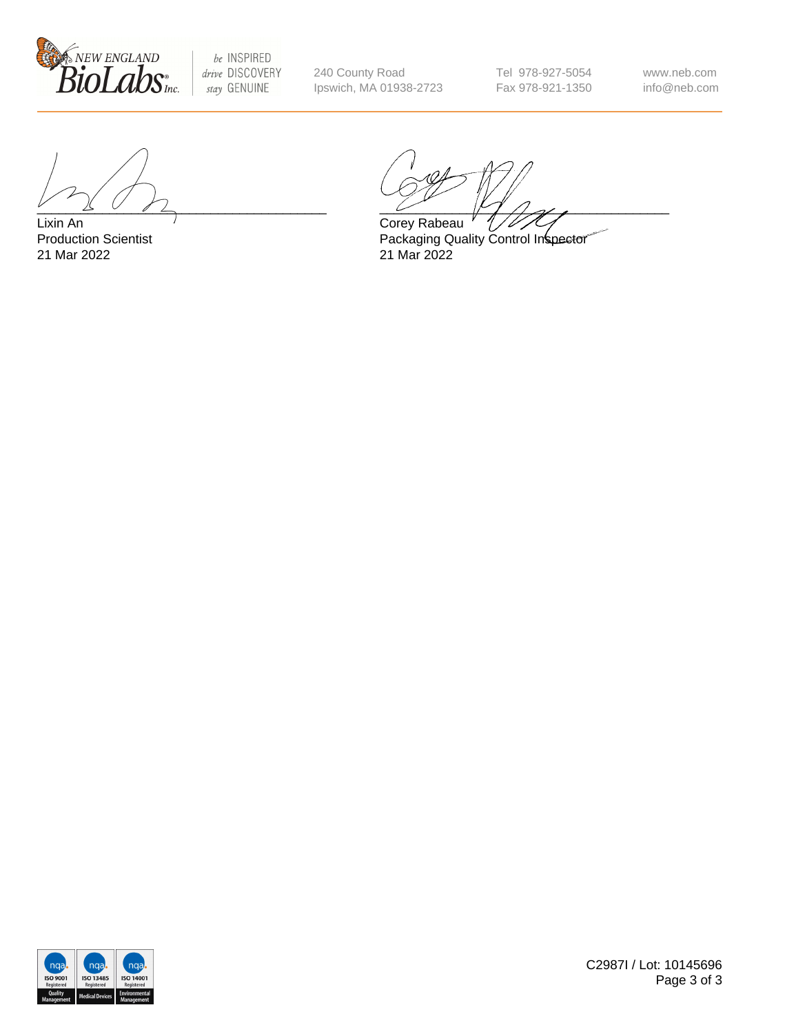Lixin An
Production Scientist
21 Mar 2022

Corey Rabeau
Packaging Quality Control Inspector
21 Mar 2022

C2987I / Lot: 10145696